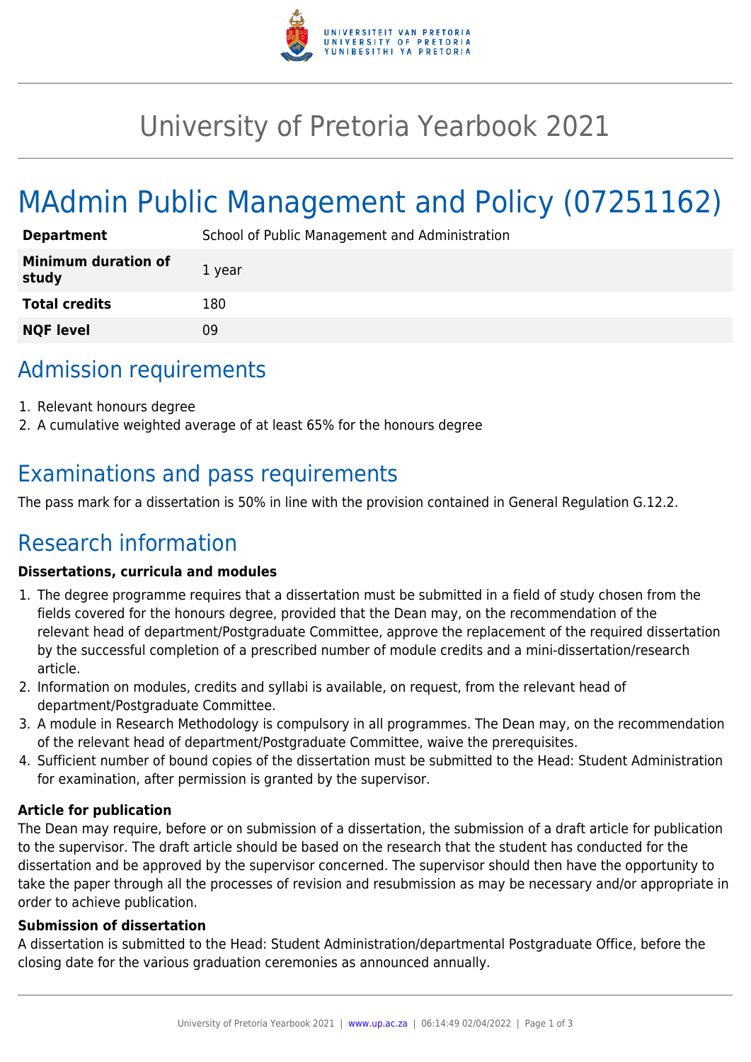# University of Pretoria Yearbook 2021

# MAdmin Public Management and Policy (07251162)

| | |
|---|---|
| **Department** | School of Public Management and Administration |
| **Minimum duration of study** | 1 year |
| **Total credits** | 180 |
| **NQF level** | 09 |

## Admission requirements

1. Relevant honours degree
2. A cumulative weighted average of at least 65% for the honours degree

## Examinations and pass requirements

The pass mark for a dissertation is 50% in line with the provision contained in General Regulation G.12.2.

## Research information

### Dissertations, curricula and modules

1. The degree programme requires that a dissertation must be submitted in a field of study chosen from the fields covered for the honours degree, provided that the Dean may, on the recommendation of the relevant head of department/Postgraduate Committee, approve the replacement of the required dissertation by the successful completion of a prescribed number of module credits and a mini-dissertation/research article.
2. Information on modules, credits and syllabi is available, on request, from the relevant head of department/Postgraduate Committee.
3. A module in Research Methodology is compulsory in all programmes. The Dean may, on the recommendation of the relevant head of department/Postgraduate Committee, waive the prerequisites.
4. Sufficient number of bound copies of the dissertation must be submitted to the Head: Student Administration for examination, after permission is granted by the supervisor.

### Article for publication

The Dean may require, before or on submission of a dissertation, the submission of a draft article for publication to the supervisor. The draft article should be based on the research that the student has conducted for the dissertation and be approved by the supervisor concerned. The supervisor should then have the opportunity to take the paper through all the processes of revision and resubmission as may be necessary and/or appropriate in order to achieve publication.

### Submission of dissertation

A dissertation is submitted to the Head: Student Administration/departmental Postgraduate Office, before the closing date for the various graduation ceremonies as announced annually.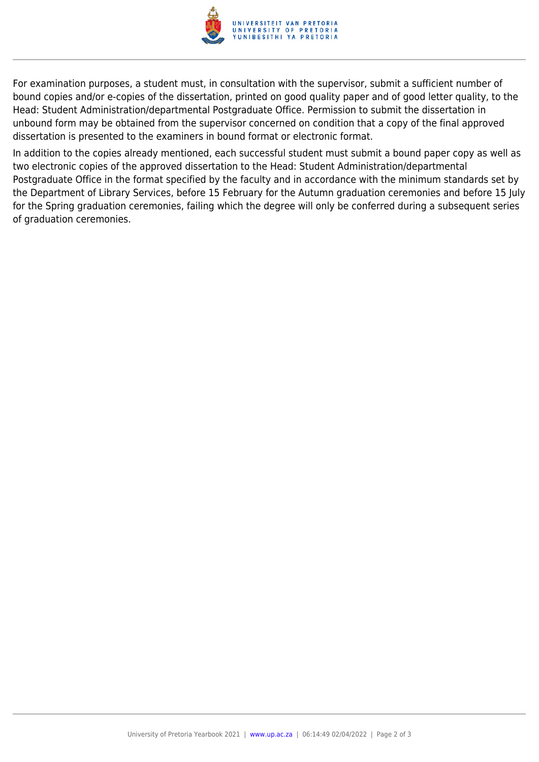For examination purposes, a student must, in consultation with the supervisor, submit a sufficient number of bound copies and/or e-copies of the dissertation, printed on good quality paper and of good letter quality, to the Head: Student Administration/departmental Postgraduate Office. Permission to submit the dissertation in unbound form may be obtained from the supervisor concerned on condition that a copy of the final approved dissertation is presented to the examiners in bound format or electronic format.

In addition to the copies already mentioned, each successful student must submit a bound paper copy as well as two electronic copies of the approved dissertation to the Head: Student Administration/departmental Postgraduate Office in the format specified by the faculty and in accordance with the minimum standards set by the Department of Library Services, before 15 February for the Autumn graduation ceremonies and before 15 July for the Spring graduation ceremonies, failing which the degree will only be conferred during a subsequent series of graduation ceremonies.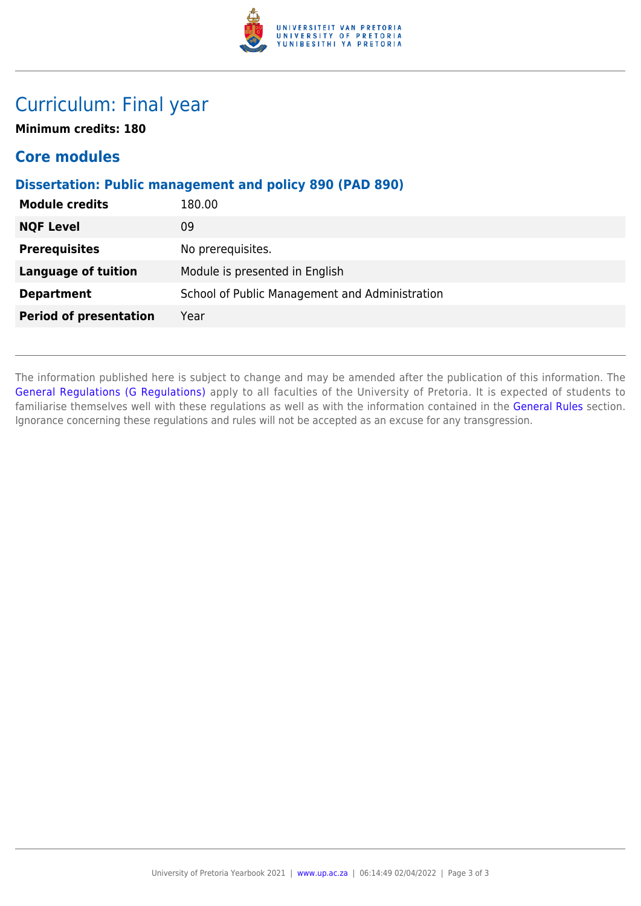# Curriculum: Final year

**Minimum credits: 180**

## Core modules

### Dissertation: Public management and policy 890 (PAD 890)

| | |
|---|---|
| **Module credits** | 180.00 |
| **NQF Level** | 09 |
| **Prerequisites** | No prerequisites. |
| **Language of tuition** | Module is presented in English |
| **Department** | School of Public Management and Administration |
| **Period of presentation** | Year |

The information published here is subject to change and may be amended after the publication of this information. The General Regulations (G Regulations) apply to all faculties of the University of Pretoria. It is expected of students to familiarise themselves well with these regulations as well as with the information contained in the General Rules section. Ignorance concerning these regulations and rules will not be accepted as an excuse for any transgression.